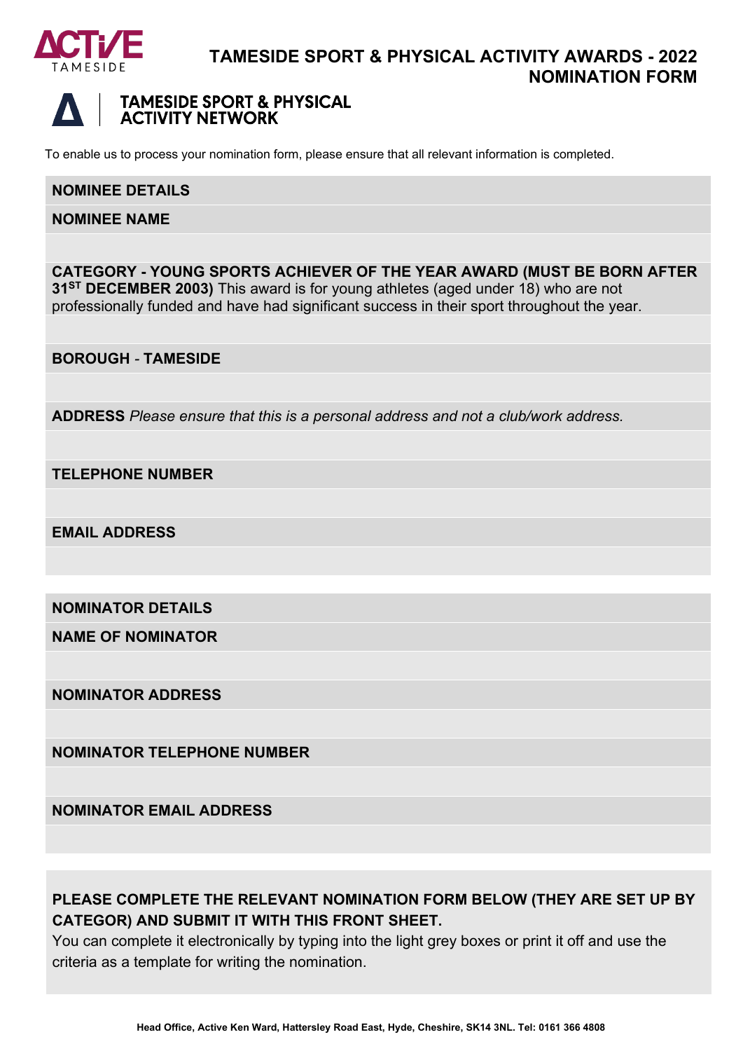# TAMESIDE SPORT & PHYSICAL ACTIVITY AWARDS - 2022 NOMINATION FORM

## TAMESIDE SPORT & PHYSICAL ACTIVITY NETWORK

To enable us to process your nomination form, please ensure that all relevant information is completed.

**NOMINEE DETAILS**

**NOMINEE NAME**

**CATEGORY - YOUNG SPORTS ACHIEVER OF THE YEAR AWARD (MUST BE BORN AFTER 31ST DECEMBER 2003)** This award is for young athletes (aged under 18) who are not professionally funded and have had significant success in their sport throughout the year.

**BOROUGH** - **TAMESIDE**

**ADDRESS** *Please ensure that this is a personal address and not a club/work address.*

**TELEPHONE NUMBER**

**EMAIL ADDRESS**

**NOMINATOR DETAILS**

**NAME OF NOMINATOR**

**NOMINATOR ADDRESS**

**NOMINATOR TELEPHONE NUMBER**

**NOMINATOR EMAIL ADDRESS**

**PLEASE COMPLETE THE RELEVANT NOMINATION FORM BELOW (THEY ARE SET UP BY CATEGOR) AND SUBMIT IT WITH THIS FRONT SHEET.**

You can complete it electronically by typing into the light grey boxes or print it off and use the criteria as a template for writing the nomination.

**Head Office, Active Ken Ward, Hattersley Road East, Hyde, Cheshire, SK14 3NL. Tel: 0161 366 4808**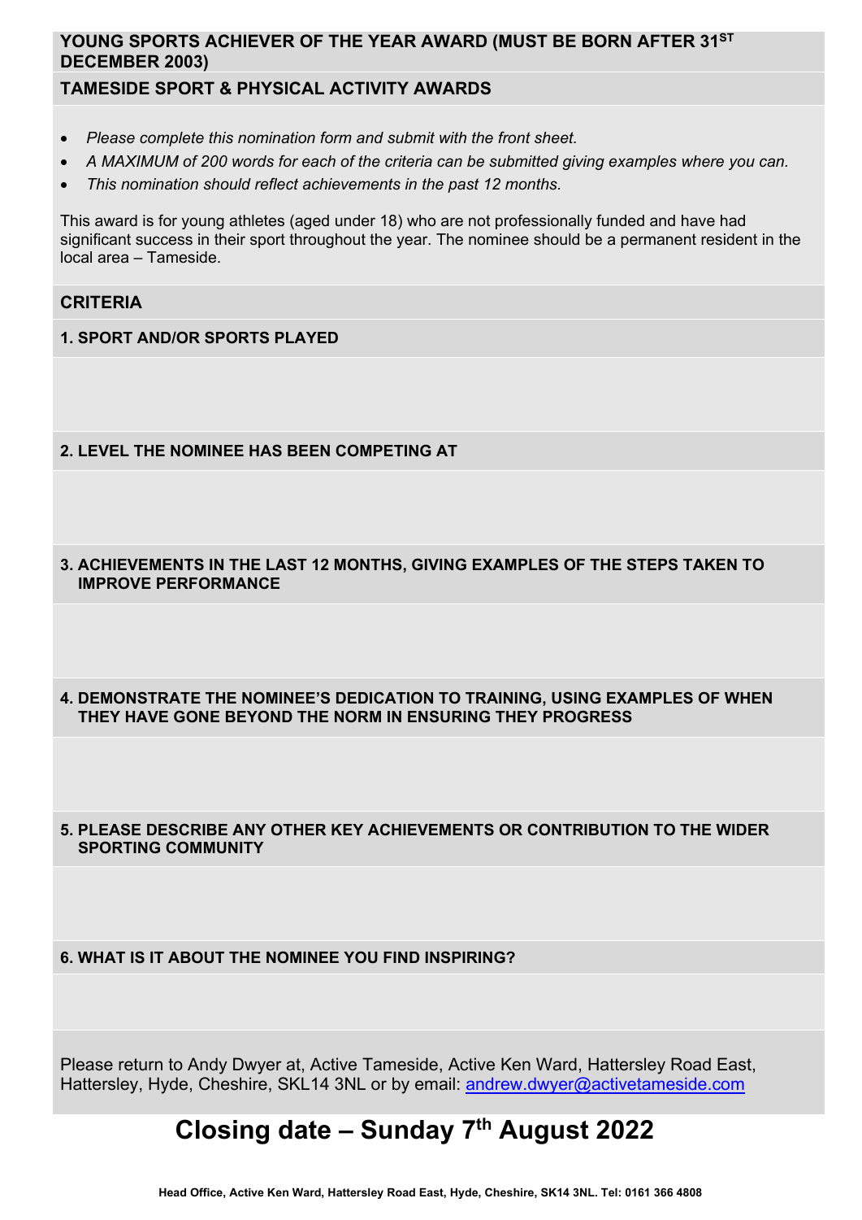## YOUNG SPORTS ACHIEVER OF THE YEAR AWARD (MUST BE BORN AFTER 31ST DECEMBER 2003)

## TAMESIDE SPORT & PHYSICAL ACTIVITY AWARDS

- *Please complete this nomination form and submit with the front sheet.*
- *A MAXIMUM of 200 words for each of the criteria can be submitted giving examples where you can.*
- *This nomination should reflect achievements in the past 12 months.*

This award is for young athletes (aged under 18) who are not professionally funded and have had significant success in their sport throughout the year. The nominee should be a permanent resident in the local area – Tameside.

### CRITERIA

**1. SPORT AND/OR SPORTS PLAYED**

**2. LEVEL THE NOMINEE HAS BEEN COMPETING AT**

**3. ACHIEVEMENTS IN THE LAST 12 MONTHS, GIVING EXAMPLES OF THE STEPS TAKEN TO IMPROVE PERFORMANCE**

**4. DEMONSTRATE THE NOMINEE'S DEDICATION TO TRAINING, USING EXAMPLES OF WHEN THEY HAVE GONE BEYOND THE NORM IN ENSURING THEY PROGRESS**

**5. PLEASE DESCRIBE ANY OTHER KEY ACHIEVEMENTS OR CONTRIBUTION TO THE WIDER SPORTING COMMUNITY**

**6. WHAT IS IT ABOUT THE NOMINEE YOU FIND INSPIRING?**

Please return to Andy Dwyer at, Active Tameside, Active Ken Ward, Hattersley Road East, Hattersley, Hyde, Cheshire, SKL14 3NL or by email: andrew.dwyer@activetameside.com

# Closing date – Sunday 7th August 2022

**Head Office, Active Ken Ward, Hattersley Road East, Hyde, Cheshire, SK14 3NL. Tel: 0161 366 4808**